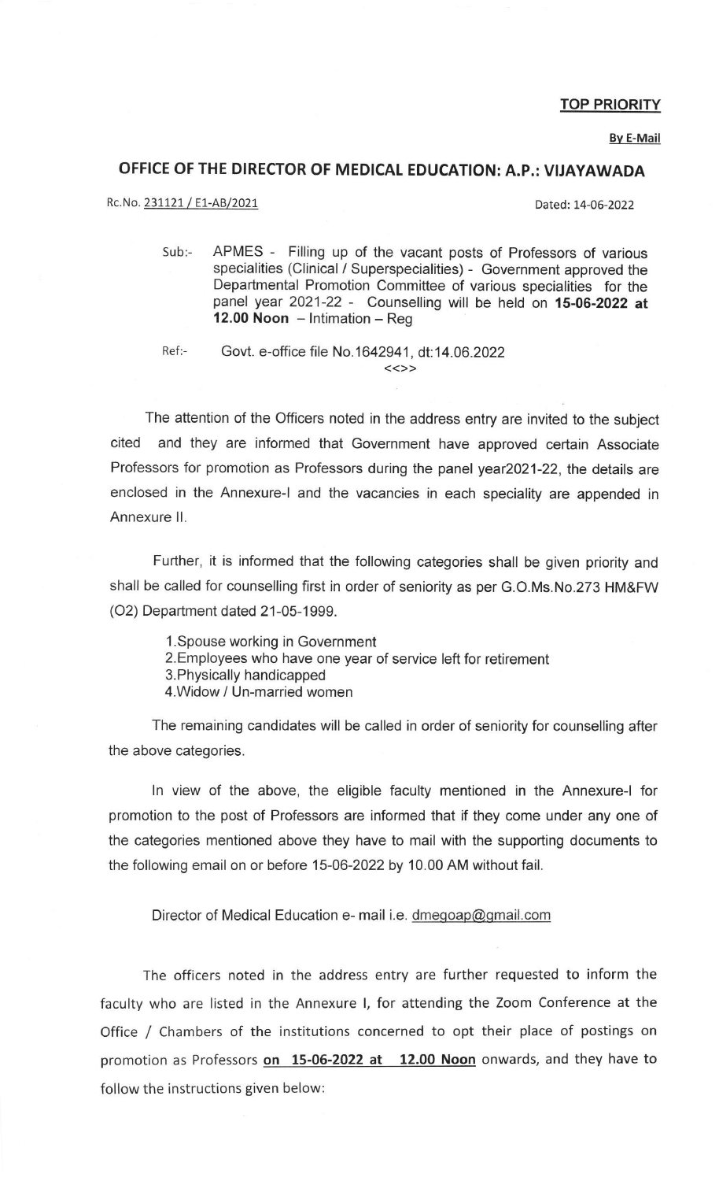**TOP PRIORITY**

**By E-Mail**

## OFFICE OF THE DIRECTOR OF MEDICAL EDUCATION: A.P.: VIJAYAWADA

Rc.No. 231121 / E1-AB/2021 Dated: 14-06-2022

Sub:- APMES - Filling up of the vacant posts of Professors of various specialities (Clinical / Superspecialities) - Government approved the Departmental Promotion Committee of various specialities for the panel year 2021-22 - Counselling will be held on **15-06-2022 at 12.00 Noon** – Intimation – Reg

Ref:- Govt. e-office file No.1642941, dt:14.06.2022

<<>>

The attention of the Officers noted in the address entry are invited to the subject cited and they are informed that Government have approved certain Associate Professors for promotion as Professors during the panel year2021-22, the details are enclosed in the Annexure-I and the vacancies in each speciality are appended in Annexure II.

Further, it is informed that the following categories shall be given priority and shall be called for counselling first in order of seniority as per G.O.Ms.No.273 HM&FW (O2) Department dated 21-05-1999.

1. Spouse working in Government
2. Employees who have one year of service left for retirement
3. Physically handicapped
4. Widow / Un-married women

The remaining candidates will be called in order of seniority for counselling after the above categories.

In view of the above, the eligible faculty mentioned in the Annexure-I for promotion to the post of Professors are informed that if they come under any one of the categories mentioned above they have to mail with the supporting documents to the following email on or before 15-06-2022 by 10.00 AM without fail.

Director of Medical Education e- mail i.e. dmegoap@gmail.com

The officers noted in the address entry are further requested to inform the faculty who are listed in the Annexure I, for attending the Zoom Conference at the Office / Chambers of the institutions concerned to opt their place of postings on promotion as Professors **on 15-06-2022 at 12.00 Noon** onwards, and they have to follow the instructions given below: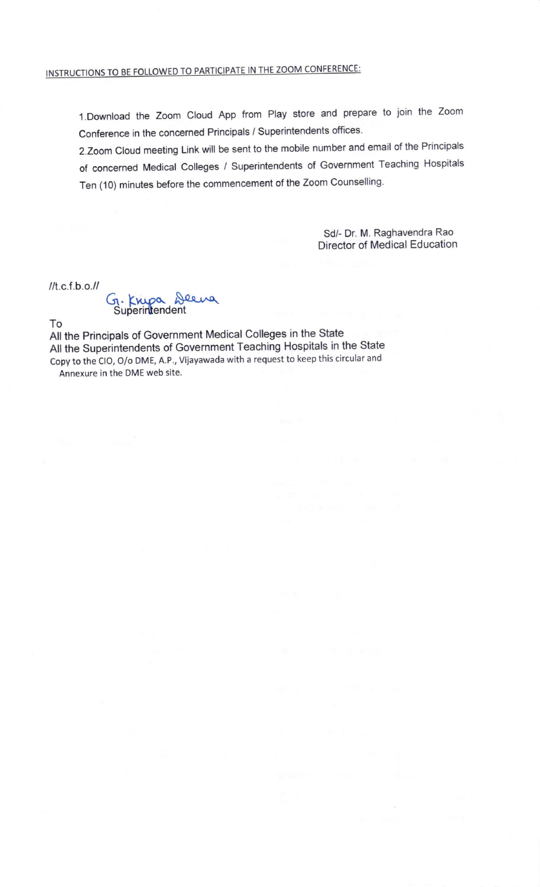INSTRUCTIONS TO BE FOLLOWED TO PARTICIPATE IN THE ZOOM CONFERENCE:

1.Download the Zoom Cloud App from Play store and prepare to join the Zoom Conference in the concerned Principals / Superintendents offices.

2.Zoom Cloud meeting Link will be sent to the mobile number and email of the Principals of concerned Medical Colleges / Superintendents of Government Teaching Hospitals Ten (10) minutes before the commencement of the Zoom Counselling.

Sd/- Dr. M. Raghavendra Rao
Director of Medical Education

//t.c.f.b.o.//

G. Kripa Deena
Superintendent

To
All the Principals of Government Medical Colleges in the State
All the Superintendents of Government Teaching Hospitals in the State
Copy to the CIO, O/o DME, A.P., Vijayawada with a request to keep this circular and Annexure in the DME web site.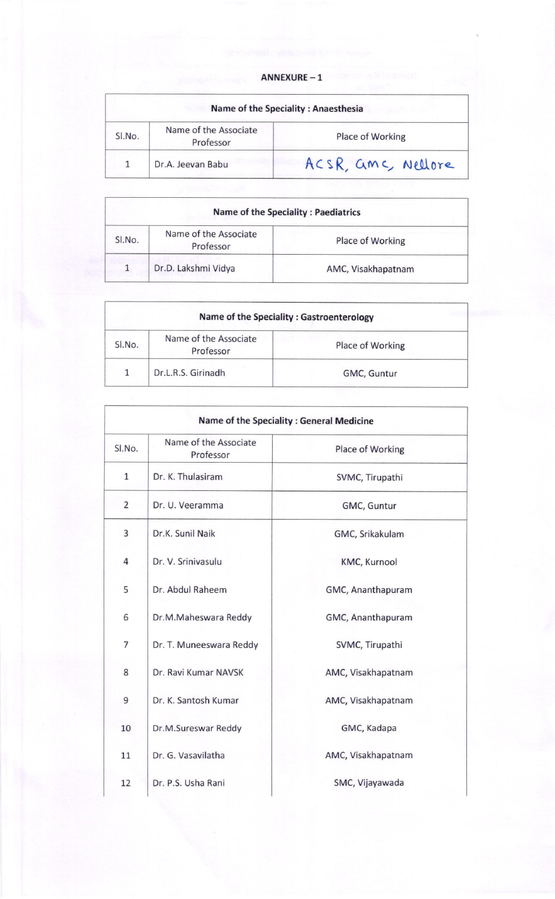## ANNEXURE – 1

| Name of the Speciality : Anaesthesia | | |
|---|---|---|
| Sl.No. | Name of the Associate Professor | Place of Working |
| 1 | Dr.A. Jeevan Babu | ACSR, GMC, Nellore |

| Name of the Speciality : Paediatrics | | |
|---|---|---|
| Sl.No. | Name of the Associate Professor | Place of Working |
| 1 | Dr.D. Lakshmi Vidya | AMC, Visakhapatnam |

| Name of the Speciality : Gastroenterology | | |
|---|---|---|
| Sl.No. | Name of the Associate Professor | Place of Working |
| 1 | Dr.L.R.S. Girinadh | GMC, Guntur |

| Name of the Speciality : General Medicine | | |
|---|---|---|
| Sl.No. | Name of the Associate Professor | Place of Working |
| 1 | Dr. K. Thulasiram | SVMC, Tirupathi |
| 2 | Dr. U. Veeramma | GMC, Guntur |
| 3 | Dr.K. Sunil Naik | GMC, Srikakulam |
| 4 | Dr. V. Srinivasulu | KMC, Kurnool |
| 5 | Dr. Abdul Raheem | GMC, Ananthapuram |
| 6 | Dr.M.Maheswara Reddy | GMC, Ananthapuram |
| 7 | Dr. T. Muneeswara Reddy | SVMC, Tirupathi |
| 8 | Dr. Ravi Kumar NAVSK | AMC, Visakhapatnam |
| 9 | Dr. K. Santosh Kumar | AMC, Visakhapatnam |
| 10 | Dr.M.Sureswar Reddy | GMC, Kadapa |
| 11 | Dr. G. Vasavilatha | AMC, Visakhapatnam |
| 12 | Dr. P.S. Usha Rani | SMC, Vijayawada |